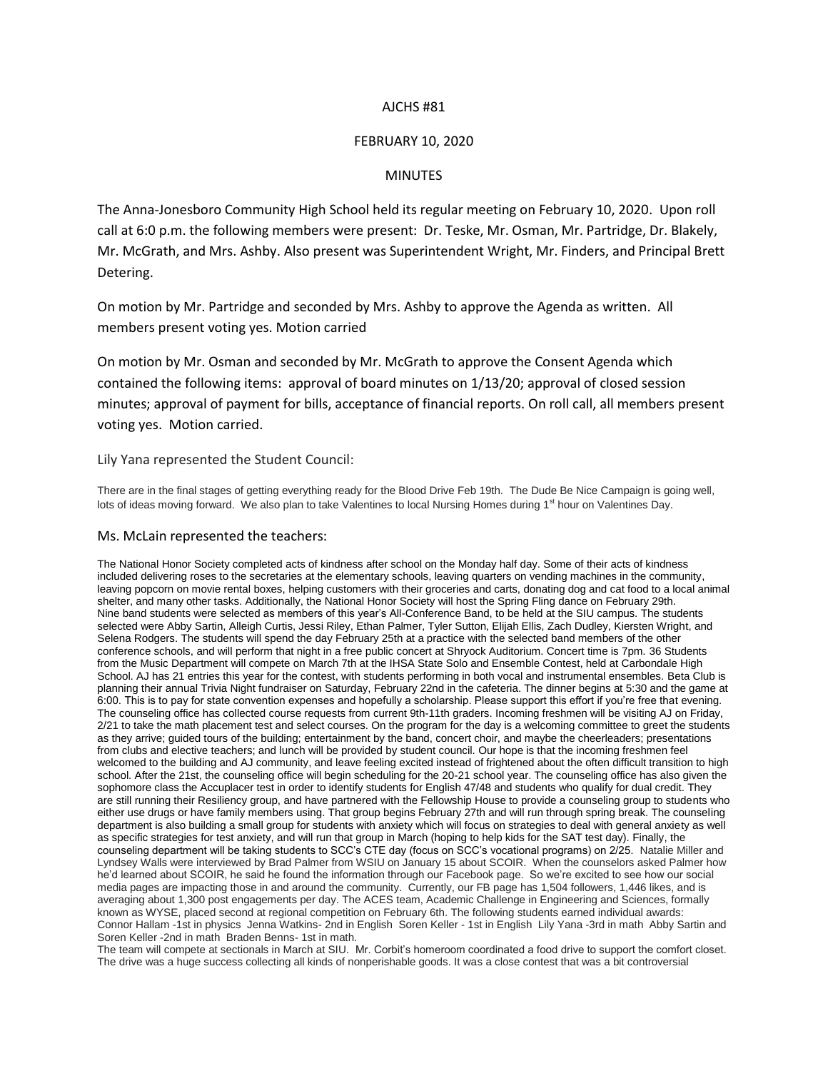AJCHS #81

FEBRUARY 10, 2020

MINUTES

The Anna-Jonesboro Community High School held its regular meeting on February 10, 2020. Upon roll call at 6:0 p.m. the following members were present: Dr. Teske, Mr. Osman, Mr. Partridge, Dr. Blakely, Mr. McGrath, and Mrs. Ashby. Also present was Superintendent Wright, Mr. Finders, and Principal Brett Detering.

On motion by Mr. Partridge and seconded by Mrs. Ashby to approve the Agenda as written. All members present voting yes. Motion carried

On motion by Mr. Osman and seconded by Mr. McGrath to approve the Consent Agenda which contained the following items: approval of board minutes on 1/13/20; approval of closed session minutes; approval of payment for bills, acceptance of financial reports. On roll call, all members present voting yes. Motion carried.

Lily Yana represented the Student Council:

There are in the final stages of getting everything ready for the Blood Drive Feb 19th. The Dude Be Nice Campaign is going well, lots of ideas moving forward. We also plan to take Valentines to local Nursing Homes during 1st hour on Valentines Day.

Ms. McLain represented the teachers:

The National Honor Society completed acts of kindness after school on the Monday half day. Some of their acts of kindness included delivering roses to the secretaries at the elementary schools, leaving quarters on vending machines in the community, leaving popcorn on movie rental boxes, helping customers with their groceries and carts, donating dog and cat food to a local animal shelter, and many other tasks. Additionally, the National Honor Society will host the Spring Fling dance on February 29th. Nine band students were selected as members of this year's All-Conference Band, to be held at the SIU campus. The students selected were Abby Sartin, Alleigh Curtis, Jessi Riley, Ethan Palmer, Tyler Sutton, Elijah Ellis, Zach Dudley, Kiersten Wright, and Selena Rodgers. The students will spend the day February 25th at a practice with the selected band members of the other conference schools, and will perform that night in a free public concert at Shryock Auditorium. Concert time is 7pm. 36 Students from the Music Department will compete on March 7th at the IHSA State Solo and Ensemble Contest, held at Carbondale High School. AJ has 21 entries this year for the contest, with students performing in both vocal and instrumental ensembles. Beta Club is planning their annual Trivia Night fundraiser on Saturday, February 22nd in the cafeteria. The dinner begins at 5:30 and the game at 6:00. This is to pay for state convention expenses and hopefully a scholarship. Please support this effort if you're free that evening. The counseling office has collected course requests from current 9th-11th graders. Incoming freshmen will be visiting AJ on Friday, 2/21 to take the math placement test and select courses. On the program for the day is a welcoming committee to greet the students as they arrive; guided tours of the building; entertainment by the band, concert choir, and maybe the cheerleaders; presentations from clubs and elective teachers; and lunch will be provided by student council. Our hope is that the incoming freshmen feel welcomed to the building and AJ community, and leave feeling excited instead of frightened about the often difficult transition to high school. After the 21st, the counseling office will begin scheduling for the 20-21 school year. The counseling office has also given the sophomore class the Accuplacer test in order to identify students for English 47/48 and students who qualify for dual credit. They are still running their Resiliency group, and have partnered with the Fellowship House to provide a counseling group to students who either use drugs or have family members using. That group begins February 27th and will run through spring break. The counseling department is also building a small group for students with anxiety which will focus on strategies to deal with general anxiety as well as specific strategies for test anxiety, and will run that group in March (hoping to help kids for the SAT test day). Finally, the counseling department will be taking students to SCC's CTE day (focus on SCC's vocational programs) on 2/25. Natalie Miller and Lyndsey Walls were interviewed by Brad Palmer from WSIU on January 15 about SCOIR. When the counselors asked Palmer how he'd learned about SCOIR, he said he found the information through our Facebook page. So we're excited to see how our social media pages are impacting those in and around the community. Currently, our FB page has 1,504 followers, 1,446 likes, and is averaging about 1,300 post engagements per day. The ACES team, Academic Challenge in Engineering and Sciences, formally known as WYSE, placed second at regional competition on February 6th. The following students earned individual awards: Connor Hallam -1st in physics Jenna Watkins- 2nd in English Soren Keller - 1st in English Lily Yana -3rd in math Abby Sartin and Soren Keller -2nd in math Braden Benns- 1st in math.

The team will compete at sectionals in March at SIU. Mr. Corbit's homeroom coordinated a food drive to support the comfort closet. The drive was a huge success collecting all kinds of nonperishable goods. It was a close contest that was a bit controversial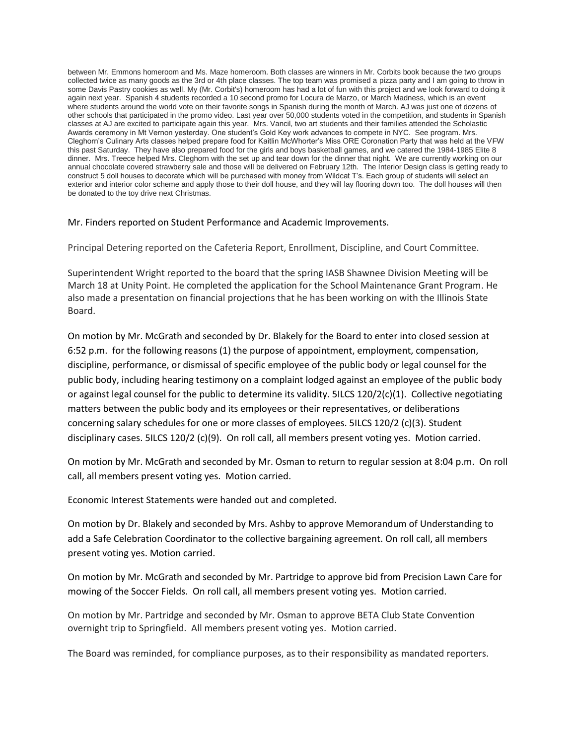between Mr. Emmons homeroom and Ms. Maze homeroom. Both classes are winners in Mr. Corbits book because the two groups collected twice as many goods as the 3rd or 4th place classes. The top team was promised a pizza party and I am going to throw in some Davis Pastry cookies as well. My (Mr. Corbit's) homeroom has had a lot of fun with this project and we look forward to doing it again next year. Spanish 4 students recorded a 10 second promo for Locura de Marzo, or March Madness, which is an event where students around the world vote on their favorite songs in Spanish during the month of March. AJ was just one of dozens of other schools that participated in the promo video. Last year over 50,000 students voted in the competition, and students in Spanish classes at AJ are excited to participate again this year. Mrs. Vancil, two art students and their families attended the Scholastic Awards ceremony in Mt Vernon yesterday. One student's Gold Key work advances to compete in NYC. See program. Mrs. Cleghorn's Culinary Arts classes helped prepare food for Kaitlin McWhorter's Miss ORE Coronation Party that was held at the VFW this past Saturday. They have also prepared food for the girls and boys basketball games, and we catered the 1984-1985 Elite 8 dinner. Mrs. Treece helped Mrs. Cleghorn with the set up and tear down for the dinner that night. We are currently working on our annual chocolate covered strawberry sale and those will be delivered on February 12th. The Interior Design class is getting ready to construct 5 doll houses to decorate which will be purchased with money from Wildcat T's. Each group of students will select an exterior and interior color scheme and apply those to their doll house, and they will lay flooring down too. The doll houses will then be donated to the toy drive next Christmas.

Mr. Finders reported on Student Performance and Academic Improvements.

Principal Detering reported on the Cafeteria Report, Enrollment, Discipline, and Court Committee.

Superintendent Wright reported to the board that the spring IASB Shawnee Division Meeting will be March 18 at Unity Point. He completed the application for the School Maintenance Grant Program. He also made a presentation on financial projections that he has been working on with the Illinois State Board.

On motion by Mr. McGrath and seconded by Dr. Blakely for the Board to enter into closed session at 6:52 p.m. for the following reasons (1) the purpose of appointment, employment, compensation, discipline, performance, or dismissal of specific employee of the public body or legal counsel for the public body, including hearing testimony on a complaint lodged against an employee of the public body or against legal counsel for the public to determine its validity. 5ILCS 120/2(c)(1). Collective negotiating matters between the public body and its employees or their representatives, or deliberations concerning salary schedules for one or more classes of employees. 5ILCS 120/2 (c)(3). Student disciplinary cases. 5ILCS 120/2 (c)(9). On roll call, all members present voting yes. Motion carried.

On motion by Mr. McGrath and seconded by Mr. Osman to return to regular session at 8:04 p.m. On roll call, all members present voting yes. Motion carried.

Economic Interest Statements were handed out and completed.

On motion by Dr. Blakely and seconded by Mrs. Ashby to approve Memorandum of Understanding to add a Safe Celebration Coordinator to the collective bargaining agreement. On roll call, all members present voting yes. Motion carried.

On motion by Mr. McGrath and seconded by Mr. Partridge to approve bid from Precision Lawn Care for mowing of the Soccer Fields. On roll call, all members present voting yes. Motion carried.

On motion by Mr. Partridge and seconded by Mr. Osman to approve BETA Club State Convention overnight trip to Springfield. All members present voting yes. Motion carried.

The Board was reminded, for compliance purposes, as to their responsibility as mandated reporters.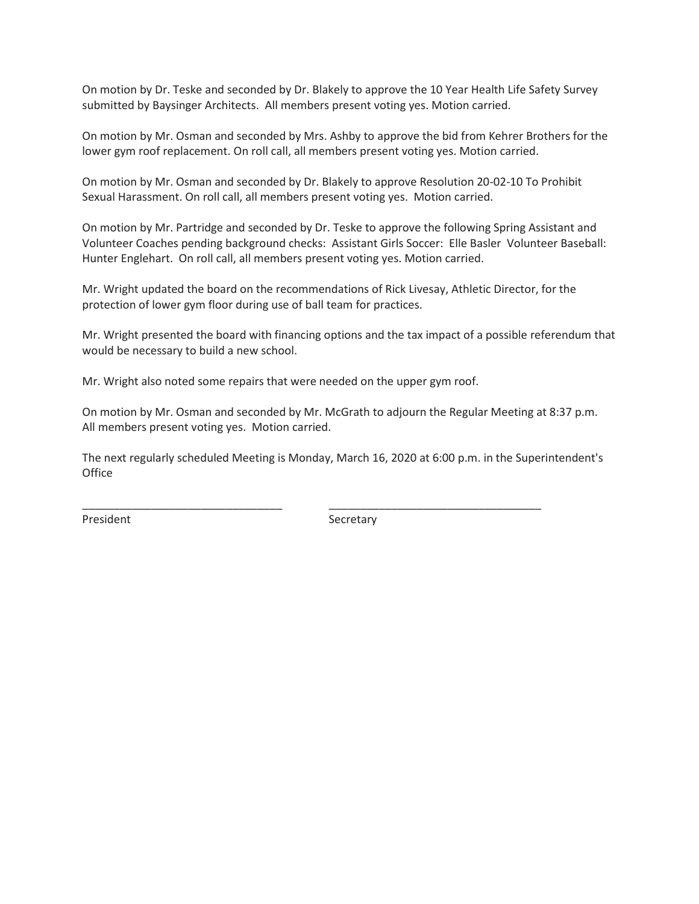On motion by Dr. Teske and seconded by Dr. Blakely to approve the 10 Year Health Life Safety Survey submitted by Baysinger Architects. All members present voting yes. Motion carried.

On motion by Mr. Osman and seconded by Mrs. Ashby to approve the bid from Kehrer Brothers for the lower gym roof replacement. On roll call, all members present voting yes. Motion carried.

On motion by Mr. Osman and seconded by Dr. Blakely to approve Resolution 20-02-10 To Prohibit Sexual Harassment. On roll call, all members present voting yes. Motion carried.

On motion by Mr. Partridge and seconded by Dr. Teske to approve the following Spring Assistant and Volunteer Coaches pending background checks: Assistant Girls Soccer: Elle Basler Volunteer Baseball: Hunter Englehart. On roll call, all members present voting yes. Motion carried.

Mr. Wright updated the board on the recommendations of Rick Livesay, Athletic Director, for the protection of lower gym floor during use of ball team for practices.

Mr. Wright presented the board with financing options and the tax impact of a possible referendum that would be necessary to build a new school.

Mr. Wright also noted some repairs that were needed on the upper gym roof.

On motion by Mr. Osman and seconded by Mr. McGrath to adjourn the Regular Meeting at 8:37 p.m. All members present voting yes. Motion carried.

The next regularly scheduled Meeting is Monday, March 16, 2020 at 6:00 p.m. in the Superintendent's Office

________________________________ ___________________________________

President Secretary